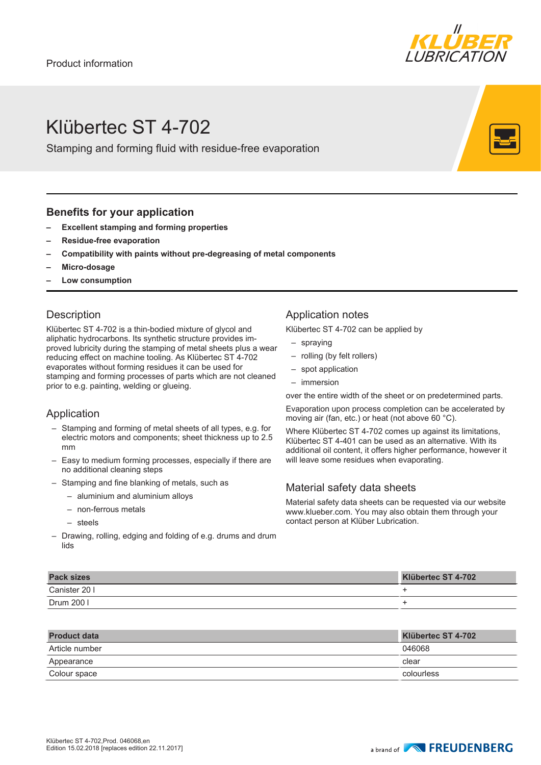Product information

# Klübertec ST 4-702

Stamping and forming fluid with residue-free evaporation

## Benefits for your application

- **Excellent stamping and forming properties**
- **Residue-free evaporation**
- **Compatibility with paints without pre-degreasing of metal components**
- **Micro-dosage**
- **Low consumption**

## Description

Klübertec ST 4-702 is a thin-bodied mixture of glycol and aliphatic hydrocarbons. Its synthetic structure provides improved lubricity during the stamping of metal sheets plus a wear reducing effect on machine tooling. As Klübertec ST 4-702 evaporates without forming residues it can be used for stamping and forming processes of parts which are not cleaned prior to e.g. painting, welding or glueing.

## Application

- Stamping and forming of metal sheets of all types, e.g. for electric motors and components; sheet thickness up to 2.5 mm
- Easy to medium forming processes, especially if there are no additional cleaning steps
- Stamping and fine blanking of metals, such as
  - aluminium and aluminium alloys
  - non-ferrous metals
  - steels
- Drawing, rolling, edging and folding of e.g. drums and drum lids

## Application notes

Klübertec ST 4-702 can be applied by

- spraying
- rolling (by felt rollers)
- spot application
- immersion

over the entire width of the sheet or on predetermined parts.

Evaporation upon process completion can be accelerated by moving air (fan, etc.) or heat (not above 60 °C).

Where Klübertec ST 4-702 comes up against its limitations, Klübertec ST 4-401 can be used as an alternative. With its additional oil content, it offers higher performance, however it will leave some residues when evaporating.

## Material safety data sheets

Material safety data sheets can be requested via our website www.klueber.com. You may also obtain them through your contact person at Klüber Lubrication.

| Pack sizes | Klübertec ST 4-702 |
|---|---|
| Canister 20 l | + |
| Drum 200 l | + |

| Product data | Klübertec ST 4-702 |
|---|---|
| Article number | 046068 |
| Appearance | clear |
| Colour space | colourless |

Klübertec ST 4-702,Prod. 046068,en
Edition 15.02.2018 [replaces edition 22.11.2017]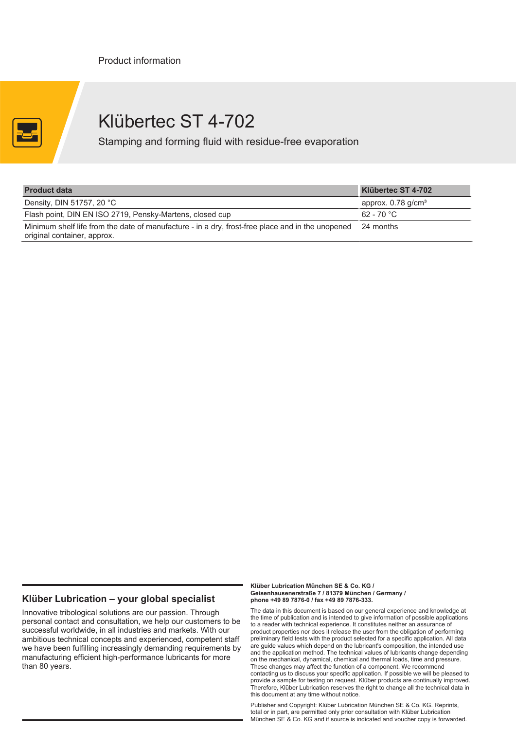Product information

# Klübertec ST 4-702

Stamping and forming fluid with residue-free evaporation

| Product data | Klübertec ST 4-702 |
|---|---|
| Density, DIN 51757, 20 °C | approx. 0.78 g/cm³ |
| Flash point, DIN EN ISO 2719, Pensky-Martens, closed cup | 62 - 70 °C |
| Minimum shelf life from the date of manufacture - in a dry, frost-free place and in the unopened original container, approx. | 24 months |

## Klüber Lubrication – your global specialist

Innovative tribological solutions are our passion. Through personal contact and consultation, we help our customers to be successful worldwide, in all industries and markets. With our ambitious technical concepts and experienced, competent staff we have been fulfilling increasingly demanding requirements by manufacturing efficient high-performance lubricants for more than 80 years.

**Klüber Lubrication München SE & Co. KG / Geisenhausenerstraße 7 / 81379 München / Germany / phone +49 89 7876-0 / fax +49 89 7876-333.**

The data in this document is based on our general experience and knowledge at the time of publication and is intended to give information of possible applications to a reader with technical experience. It constitutes neither an assurance of product properties nor does it release the user from the obligation of performing preliminary field tests with the product selected for a specific application. All data are guide values which depend on the lubricant's composition, the intended use and the application method. The technical values of lubricants change depending on the mechanical, dynamical, chemical and thermal loads, time and pressure. These changes may affect the function of a component. We recommend contacting us to discuss your specific application. If possible we will be pleased to provide a sample for testing on request. Klüber products are continually improved. Therefore, Klüber Lubrication reserves the right to change all the technical data in this document at any time without notice.

Publisher and Copyright: Klüber Lubrication München SE & Co. KG. Reprints, total or in part, are permitted only prior consultation with Klüber Lubrication München SE & Co. KG and if source is indicated and voucher copy is forwarded.